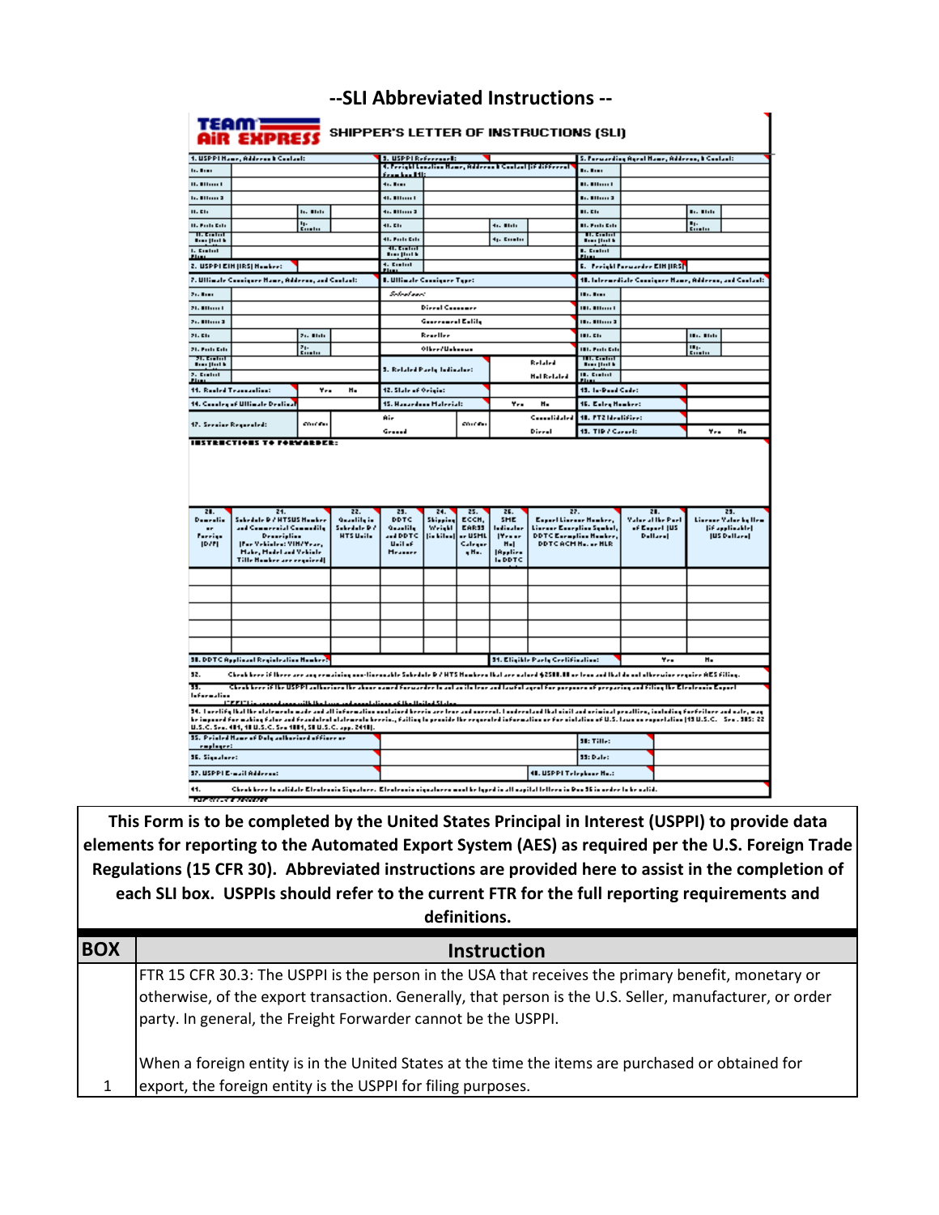# --SLI Abbreviated Instructions --

TEAM AiR EXPRESS — SHIPPER'S LETTER OF INSTRUCTIONS (SLI)

This Form is to be completed by the United States Principal in Interest (USPPI) to provide data elements for reporting to the Automated Export System (AES) as required per the U.S. Foreign Trade Regulations (15 CFR 30). Abbreviated instructions are provided here to assist in the completion of each SLI box. USPPIs should refer to the current FTR for the full reporting requirements and definitions.

| BOX | Instruction |
| --- | --- |
| 1 | FTR 15 CFR 30.3: The USPPI is the person in the USA that receives the primary benefit, monetary or otherwise, of the export transaction. Generally, that person is the U.S. Seller, manufacturer, or order party. In general, the Freight Forwarder cannot be the USPPI.<br><br>When a foreign entity is in the United States at the time the items are purchased or obtained for export, the foreign entity is the USPPI for filing purposes. |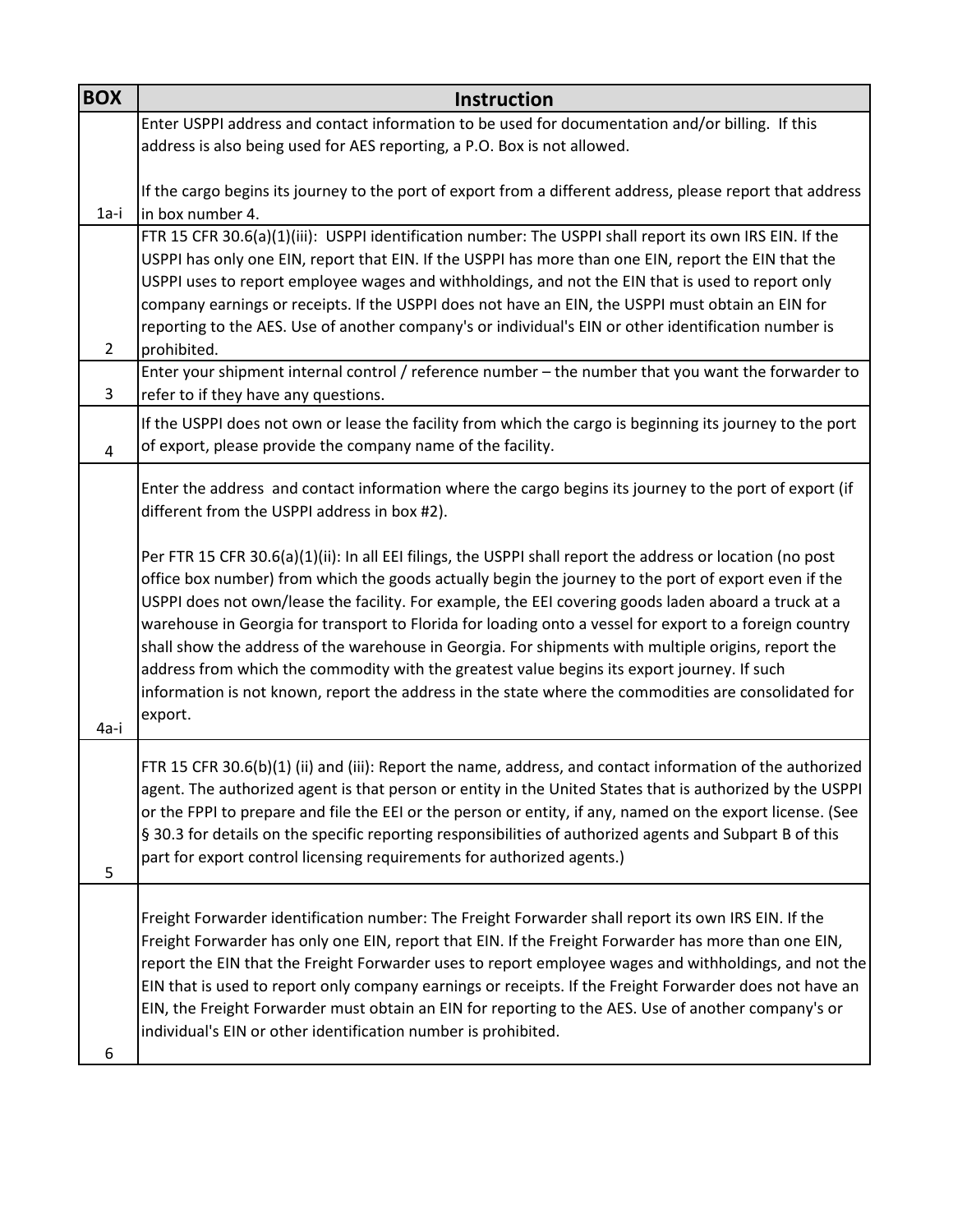| BOX | Instruction |
|---|---|
| 1a-i | Enter USPPI address and contact information to be used for documentation and/or billing. If this address is also being used for AES reporting, a P.O. Box is not allowed.<br><br>If the cargo begins its journey to the port of export from a different address, please report that address in box number 4. |
| 2 | FTR 15 CFR 30.6(a)(1)(iii): USPPI identification number: The USPPI shall report its own IRS EIN. If the USPPI has only one EIN, report that EIN. If the USPPI has more than one EIN, report the EIN that the USPPI uses to report employee wages and withholdings, and not the EIN that is used to report only company earnings or receipts. If the USPPI does not have an EIN, the USPPI must obtain an EIN for reporting to the AES. Use of another company's or individual's EIN or other identification number is prohibited. |
| 3 | Enter your shipment internal control / reference number – the number that you want the forwarder to refer to if they have any questions. |
| 4 | If the USPPI does not own or lease the facility from which the cargo is beginning its journey to the port of export, please provide the company name of the facility. |
| 4a-i | Enter the address and contact information where the cargo begins its journey to the port of export (if different from the USPPI address in box #2).<br><br>Per FTR 15 CFR 30.6(a)(1)(ii): In all EEI filings, the USPPI shall report the address or location (no post office box number) from which the goods actually begin the journey to the port of export even if the USPPI does not own/lease the facility. For example, the EEI covering goods laden aboard a truck at a warehouse in Georgia for transport to Florida for loading onto a vessel for export to a foreign country shall show the address of the warehouse in Georgia. For shipments with multiple origins, report the address from which the commodity with the greatest value begins its export journey. If such information is not known, report the address in the state where the commodities are consolidated for export. |
| 5 | FTR 15 CFR 30.6(b)(1) (ii) and (iii): Report the name, address, and contact information of the authorized agent. The authorized agent is that person or entity in the United States that is authorized by the USPPI or the FPPI to prepare and file the EEI or the person or entity, if any, named on the export license. (See § 30.3 for details on the specific reporting responsibilities of authorized agents and Subpart B of this part for export control licensing requirements for authorized agents.) |
| 6 | Freight Forwarder identification number: The Freight Forwarder shall report its own IRS EIN. If the Freight Forwarder has only one EIN, report that EIN. If the Freight Forwarder has more than one EIN, report the EIN that the Freight Forwarder uses to report employee wages and withholdings, and not the EIN that is used to report only company earnings or receipts. If the Freight Forwarder does not have an EIN, the Freight Forwarder must obtain an EIN for reporting to the AES. Use of another company's or individual's EIN or other identification number is prohibited. |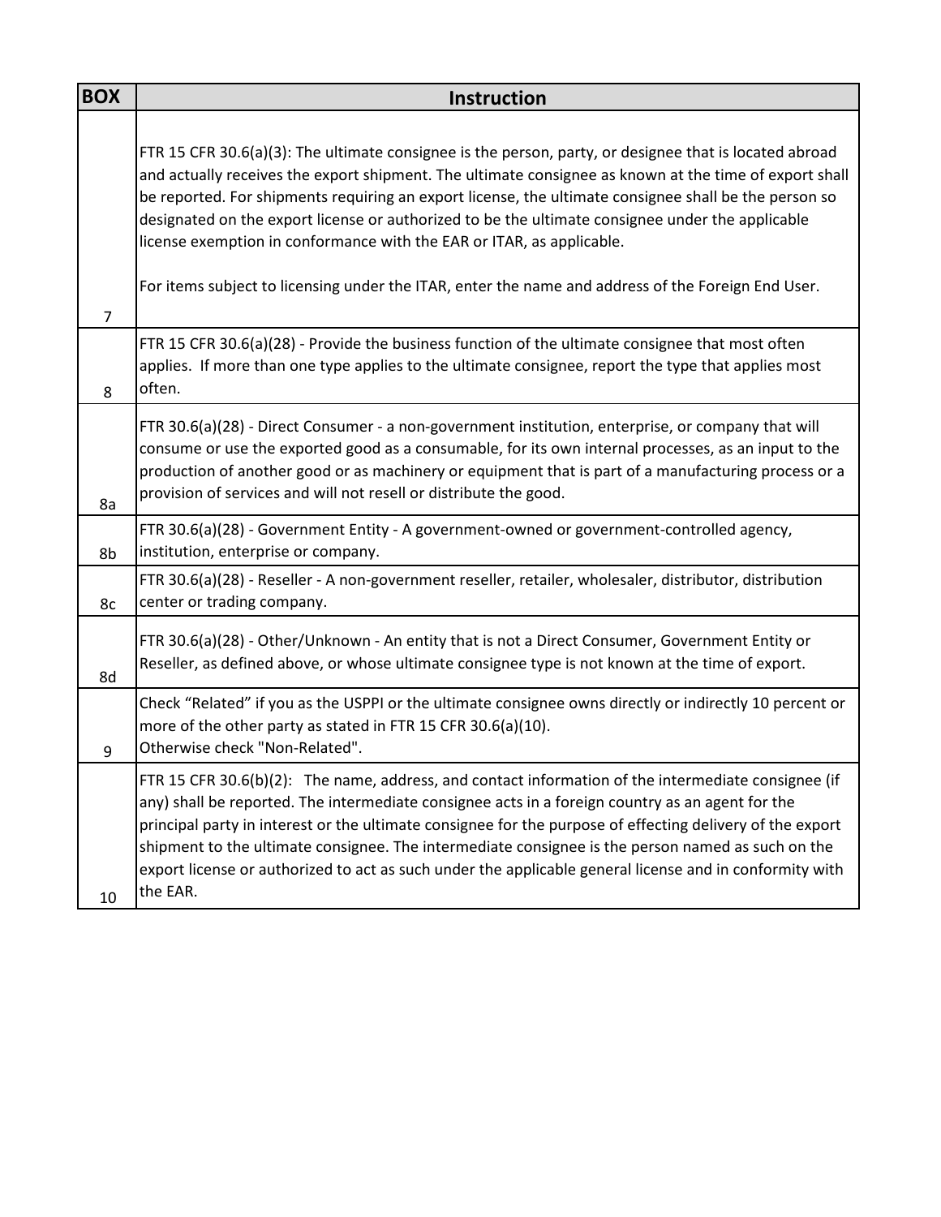| BOX | Instruction |
| --- | --- |
| 7 | FTR 15 CFR 30.6(a)(3): The ultimate consignee is the person, party, or designee that is located abroad and actually receives the export shipment. The ultimate consignee as known at the time of export shall be reported. For shipments requiring an export license, the ultimate consignee shall be the person so designated on the export license or authorized to be the ultimate consignee under the applicable license exemption in conformance with the EAR or ITAR, as applicable.<br><br>For items subject to licensing under the ITAR, enter the name and address of the Foreign End User. |
| 8 | FTR 15 CFR 30.6(a)(28) - Provide the business function of the ultimate consignee that most often applies. If more than one type applies to the ultimate consignee, report the type that applies most often. |
| 8a | FTR 30.6(a)(28) - Direct Consumer - a non-government institution, enterprise, or company that will consume or use the exported good as a consumable, for its own internal processes, as an input to the production of another good or as machinery or equipment that is part of a manufacturing process or a provision of services and will not resell or distribute the good. |
| 8b | FTR 30.6(a)(28) - Government Entity - A government-owned or government-controlled agency, institution, enterprise or company. |
| 8c | FTR 30.6(a)(28) - Reseller - A non-government reseller, retailer, wholesaler, distributor, distribution center or trading company. |
| 8d | FTR 30.6(a)(28) - Other/Unknown - An entity that is not a Direct Consumer, Government Entity or Reseller, as defined above, or whose ultimate consignee type is not known at the time of export. |
| 9 | Check "Related" if you as the USPPI or the ultimate consignee owns directly or indirectly 10 percent or more of the other party as stated in FTR 15 CFR 30.6(a)(10).<br>Otherwise check "Non-Related". |
| 10 | FTR 15 CFR 30.6(b)(2): The name, address, and contact information of the intermediate consignee (if any) shall be reported. The intermediate consignee acts in a foreign country as an agent for the principal party in interest or the ultimate consignee for the purpose of effecting delivery of the export shipment to the ultimate consignee. The intermediate consignee is the person named as such on the export license or authorized to act as such under the applicable general license and in conformity with the EAR. |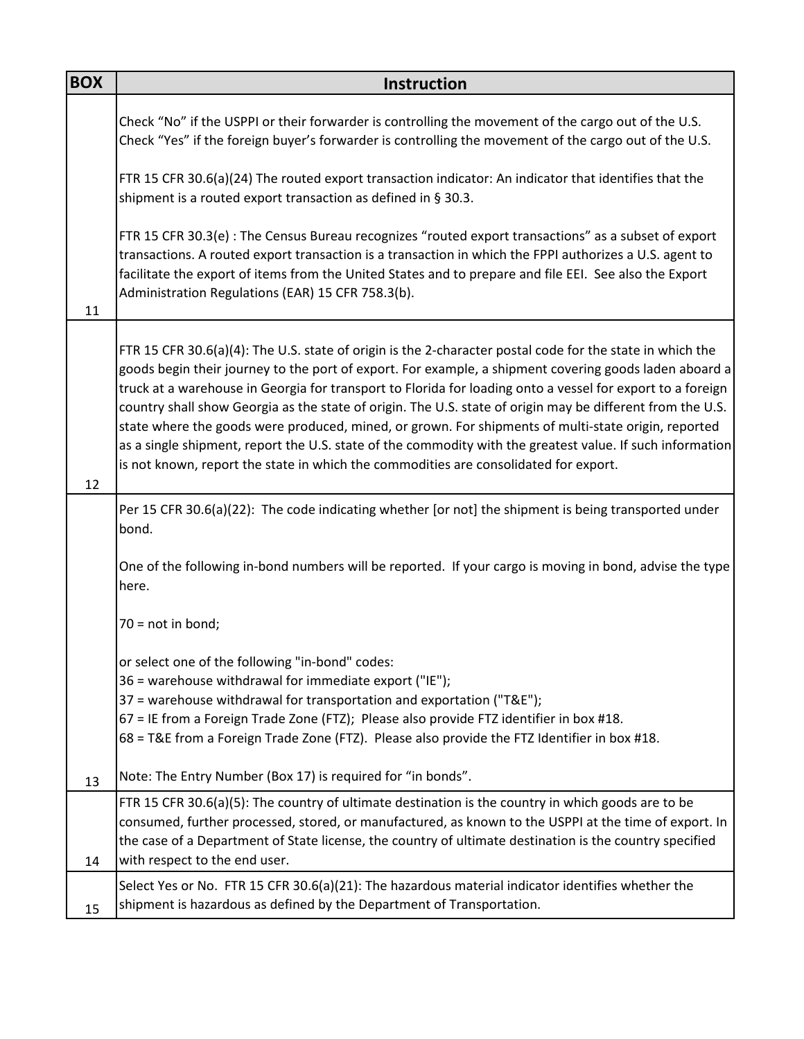| BOX | Instruction |
| --- | --- |
| 11 | Check “No” if the USPPI or their forwarder is controlling the movement of the cargo out of the U.S. Check “Yes” if the foreign buyer’s forwarder is controlling the movement of the cargo out of the U.S.<br><br>FTR 15 CFR 30.6(a)(24) The routed export transaction indicator: An indicator that identifies that the shipment is a routed export transaction as defined in § 30.3.<br><br>FTR 15 CFR 30.3(e) : The Census Bureau recognizes “routed export transactions” as a subset of export transactions. A routed export transaction is a transaction in which the FPPI authorizes a U.S. agent to facilitate the export of items from the United States and to prepare and file EEI. See also the Export Administration Regulations (EAR) 15 CFR 758.3(b). |
| 12 | FTR 15 CFR 30.6(a)(4): The U.S. state of origin is the 2-character postal code for the state in which the goods begin their journey to the port of export. For example, a shipment covering goods laden aboard a truck at a warehouse in Georgia for transport to Florida for loading onto a vessel for export to a foreign country shall show Georgia as the state of origin. The U.S. state of origin may be different from the U.S. state where the goods were produced, mined, or grown. For shipments of multi-state origin, reported as a single shipment, report the U.S. state of the commodity with the greatest value. If such information is not known, report the state in which the commodities are consolidated for export. |
| 13 | Per 15 CFR 30.6(a)(22): The code indicating whether [or not] the shipment is being transported under bond.<br><br>One of the following in-bond numbers will be reported. If your cargo is moving in bond, advise the type here.<br><br>70 = not in bond;<br><br>or select one of the following "in-bond" codes:<br>36 = warehouse withdrawal for immediate export ("IE");<br>37 = warehouse withdrawal for transportation and exportation ("T&E");<br>67 = IE from a Foreign Trade Zone (FTZ); Please also provide FTZ identifier in box #18.<br>68 = T&E from a Foreign Trade Zone (FTZ). Please also provide the FTZ Identifier in box #18.<br><br>Note: The Entry Number (Box 17) is required for “in bonds”. |
| 14 | FTR 15 CFR 30.6(a)(5): The country of ultimate destination is the country in which goods are to be consumed, further processed, stored, or manufactured, as known to the USPPI at the time of export. In the case of a Department of State license, the country of ultimate destination is the country specified with respect to the end user. |
| 15 | Select Yes or No. FTR 15 CFR 30.6(a)(21): The hazardous material indicator identifies whether the shipment is hazardous as defined by the Department of Transportation. |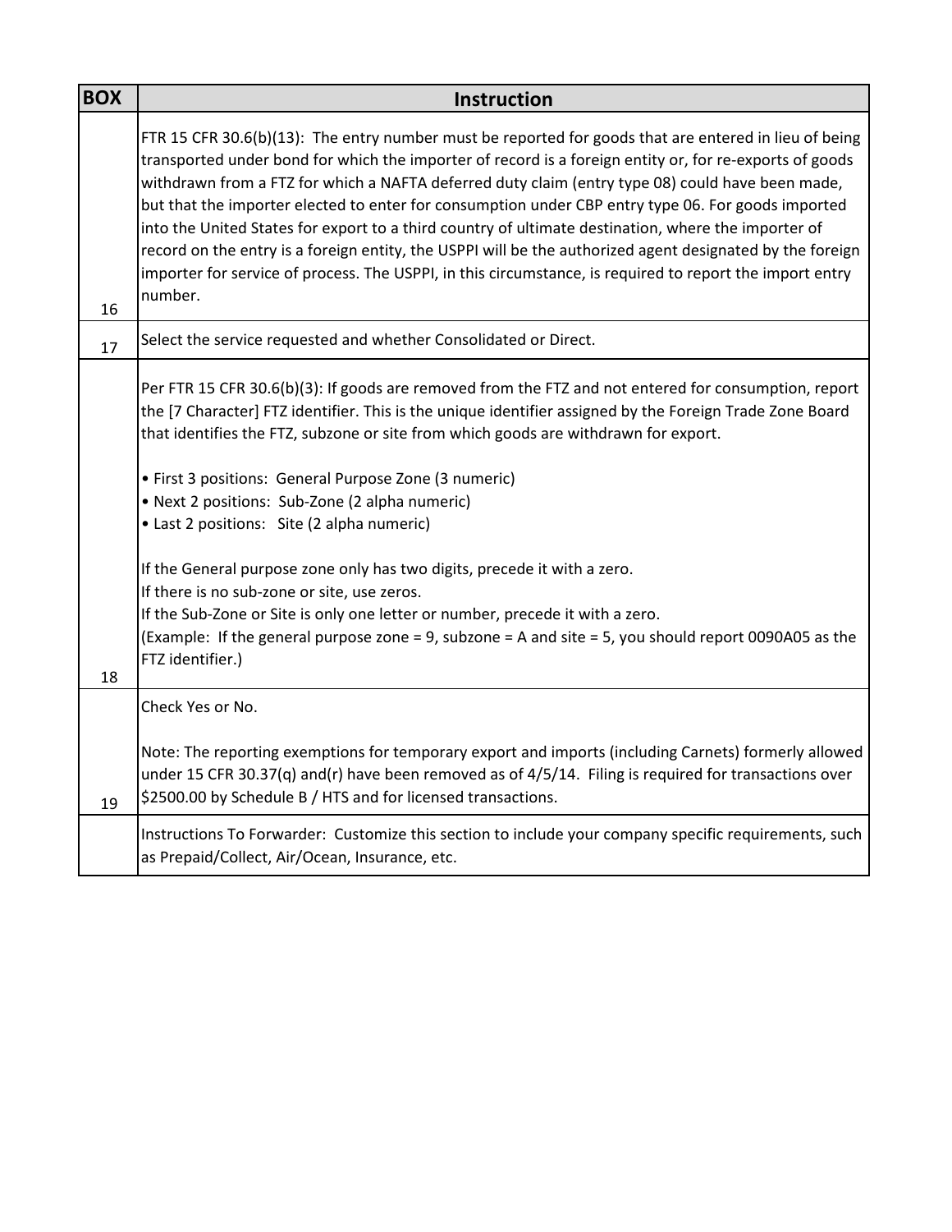| BOX | Instruction |
|---|---|
| 16 | FTR 15 CFR 30.6(b)(13): The entry number must be reported for goods that are entered in lieu of being transported under bond for which the importer of record is a foreign entity or, for re-exports of goods withdrawn from a FTZ for which a NAFTA deferred duty claim (entry type 08) could have been made, but that the importer elected to enter for consumption under CBP entry type 06. For goods imported into the United States for export to a third country of ultimate destination, where the importer of record on the entry is a foreign entity, the USPPI will be the authorized agent designated by the foreign importer for service of process. The USPPI, in this circumstance, is required to report the import entry number. |
| 17 | Select the service requested and whether Consolidated or Direct. |
| 18 | Per FTR 15 CFR 30.6(b)(3): If goods are removed from the FTZ and not entered for consumption, report the [7 Character] FTZ identifier. This is the unique identifier assigned by the Foreign Trade Zone Board that identifies the FTZ, subzone or site from which goods are withdrawn for export.<br><br>• First 3 positions: General Purpose Zone (3 numeric)<br>• Next 2 positions: Sub-Zone (2 alpha numeric)<br>• Last 2 positions: Site (2 alpha numeric)<br><br>If the General purpose zone only has two digits, precede it with a zero.<br>If there is no sub-zone or site, use zeros.<br>If the Sub-Zone or Site is only one letter or number, precede it with a zero.<br>(Example: If the general purpose zone = 9, subzone = A and site = 5, you should report 0090A05 as the FTZ identifier.) |
| 19 | Check Yes or No.<br><br>Note: The reporting exemptions for temporary export and imports (including Carnets) formerly allowed under 15 CFR 30.37(q) and(r) have been removed as of 4/5/14. Filing is required for transactions over $2500.00 by Schedule B / HTS and for licensed transactions. |
| | Instructions To Forwarder: Customize this section to include your company specific requirements, such as Prepaid/Collect, Air/Ocean, Insurance, etc. |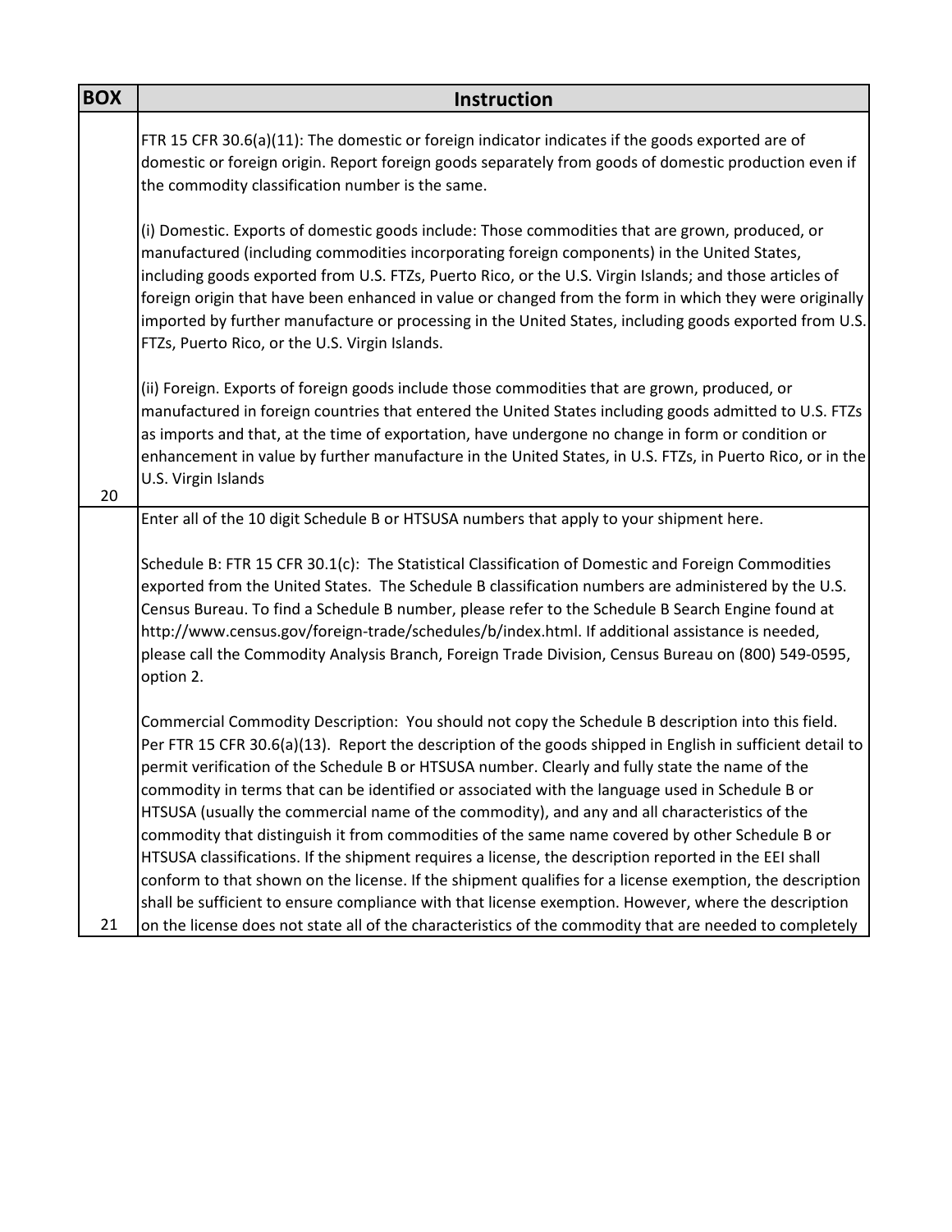| BOX | Instruction |
| --- | --- |
| 20 | FTR 15 CFR 30.6(a)(11): The domestic or foreign indicator indicates if the goods exported are of domestic or foreign origin. Report foreign goods separately from goods of domestic production even if the commodity classification number is the same.<br><br>(i) Domestic. Exports of domestic goods include: Those commodities that are grown, produced, or manufactured (including commodities incorporating foreign components) in the United States, including goods exported from U.S. FTZs, Puerto Rico, or the U.S. Virgin Islands; and those articles of foreign origin that have been enhanced in value or changed from the form in which they were originally imported by further manufacture or processing in the United States, including goods exported from U.S. FTZs, Puerto Rico, or the U.S. Virgin Islands.<br><br>(ii) Foreign. Exports of foreign goods include those commodities that are grown, produced, or manufactured in foreign countries that entered the United States including goods admitted to U.S. FTZs as imports and that, at the time of exportation, have undergone no change in form or condition or enhancement in value by further manufacture in the United States, in U.S. FTZs, in Puerto Rico, or in the U.S. Virgin Islands |
| 21 | Enter all of the 10 digit Schedule B or HTSUSA numbers that apply to your shipment here.<br><br>Schedule B: FTR 15 CFR 30.1(c): The Statistical Classification of Domestic and Foreign Commodities exported from the United States. The Schedule B classification numbers are administered by the U.S. Census Bureau. To find a Schedule B number, please refer to the Schedule B Search Engine found at http://www.census.gov/foreign-trade/schedules/b/index.html. If additional assistance is needed, please call the Commodity Analysis Branch, Foreign Trade Division, Census Bureau on (800) 549-0595, option 2.<br><br>Commercial Commodity Description: You should not copy the Schedule B description into this field. Per FTR 15 CFR 30.6(a)(13). Report the description of the goods shipped in English in sufficient detail to permit verification of the Schedule B or HTSUSA number. Clearly and fully state the name of the commodity in terms that can be identified or associated with the language used in Schedule B or HTSUSA (usually the commercial name of the commodity), and any and all characteristics of the commodity that distinguish it from commodities of the same name covered by other Schedule B or HTSUSA classifications. If the shipment requires a license, the description reported in the EEI shall conform to that shown on the license. If the shipment qualifies for a license exemption, the description shall be sufficient to ensure compliance with that license exemption. However, where the description on the license does not state all of the characteristics of the commodity that are needed to completely |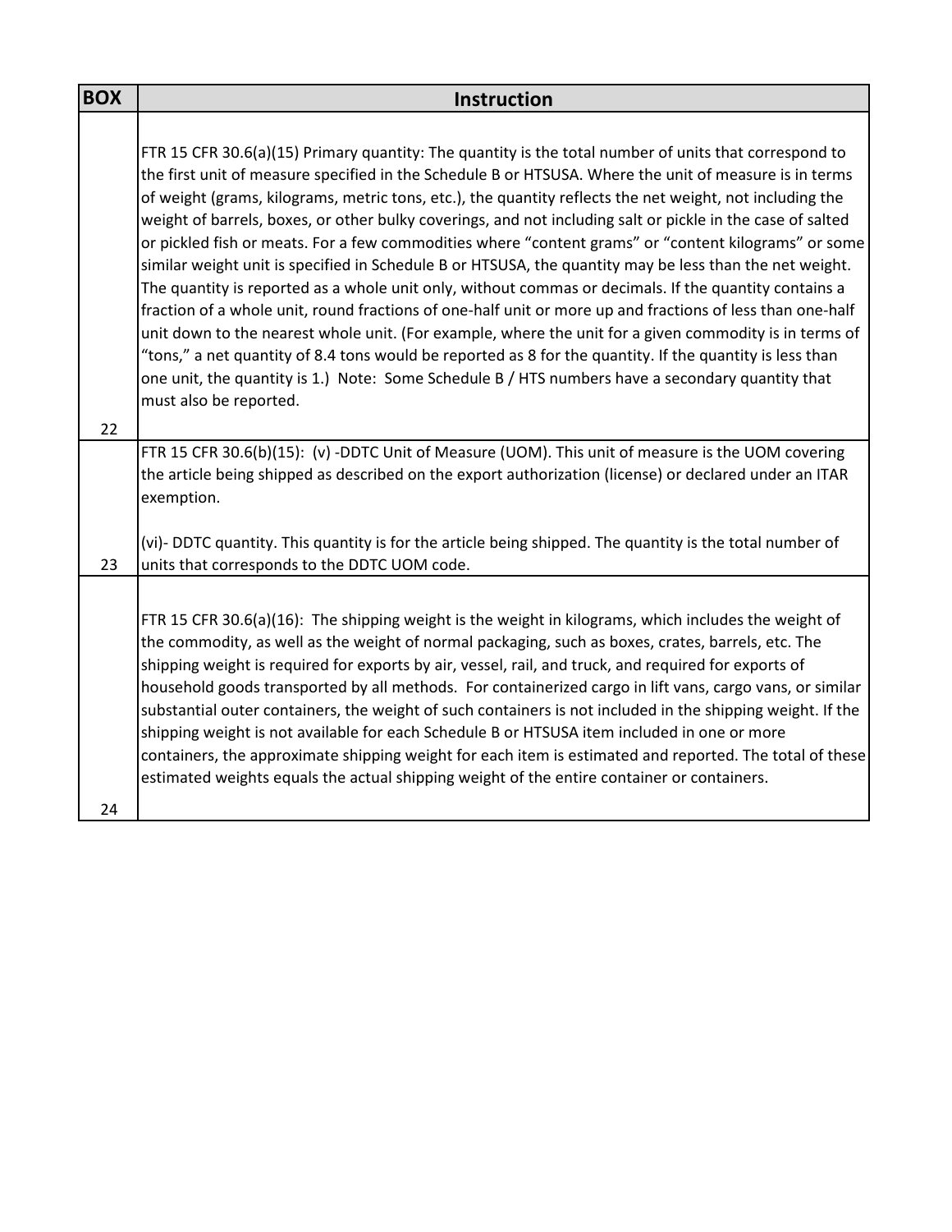| BOX | Instruction |
| --- | --- |
| 22 | FTR 15 CFR 30.6(a)(15) Primary quantity: The quantity is the total number of units that correspond to the first unit of measure specified in the Schedule B or HTSUSA. Where the unit of measure is in terms of weight (grams, kilograms, metric tons, etc.), the quantity reflects the net weight, not including the weight of barrels, boxes, or other bulky coverings, and not including salt or pickle in the case of salted or pickled fish or meats. For a few commodities where "content grams" or "content kilograms" or some similar weight unit is specified in Schedule B or HTSUSA, the quantity may be less than the net weight. The quantity is reported as a whole unit only, without commas or decimals. If the quantity contains a fraction of a whole unit, round fractions of one-half unit or more up and fractions of less than one-half unit down to the nearest whole unit. (For example, where the unit for a given commodity is in terms of "tons," a net quantity of 8.4 tons would be reported as 8 for the quantity. If the quantity is less than one unit, the quantity is 1.) Note: Some Schedule B / HTS numbers have a secondary quantity that must also be reported. |
| 23 | FTR 15 CFR 30.6(b)(15): (v) -DDTC Unit of Measure (UOM). This unit of measure is the UOM covering the article being shipped as described on the export authorization (license) or declared under an ITAR exemption.<br><br>(vi)- DDTC quantity. This quantity is for the article being shipped. The quantity is the total number of units that corresponds to the DDTC UOM code. |
| 24 | FTR 15 CFR 30.6(a)(16): The shipping weight is the weight in kilograms, which includes the weight of the commodity, as well as the weight of normal packaging, such as boxes, crates, barrels, etc. The shipping weight is required for exports by air, vessel, rail, and truck, and required for exports of household goods transported by all methods. For containerized cargo in lift vans, cargo vans, or similar substantial outer containers, the weight of such containers is not included in the shipping weight. If the shipping weight is not available for each Schedule B or HTSUSA item included in one or more containers, the approximate shipping weight for each item is estimated and reported. The total of these estimated weights equals the actual shipping weight of the entire container or containers. |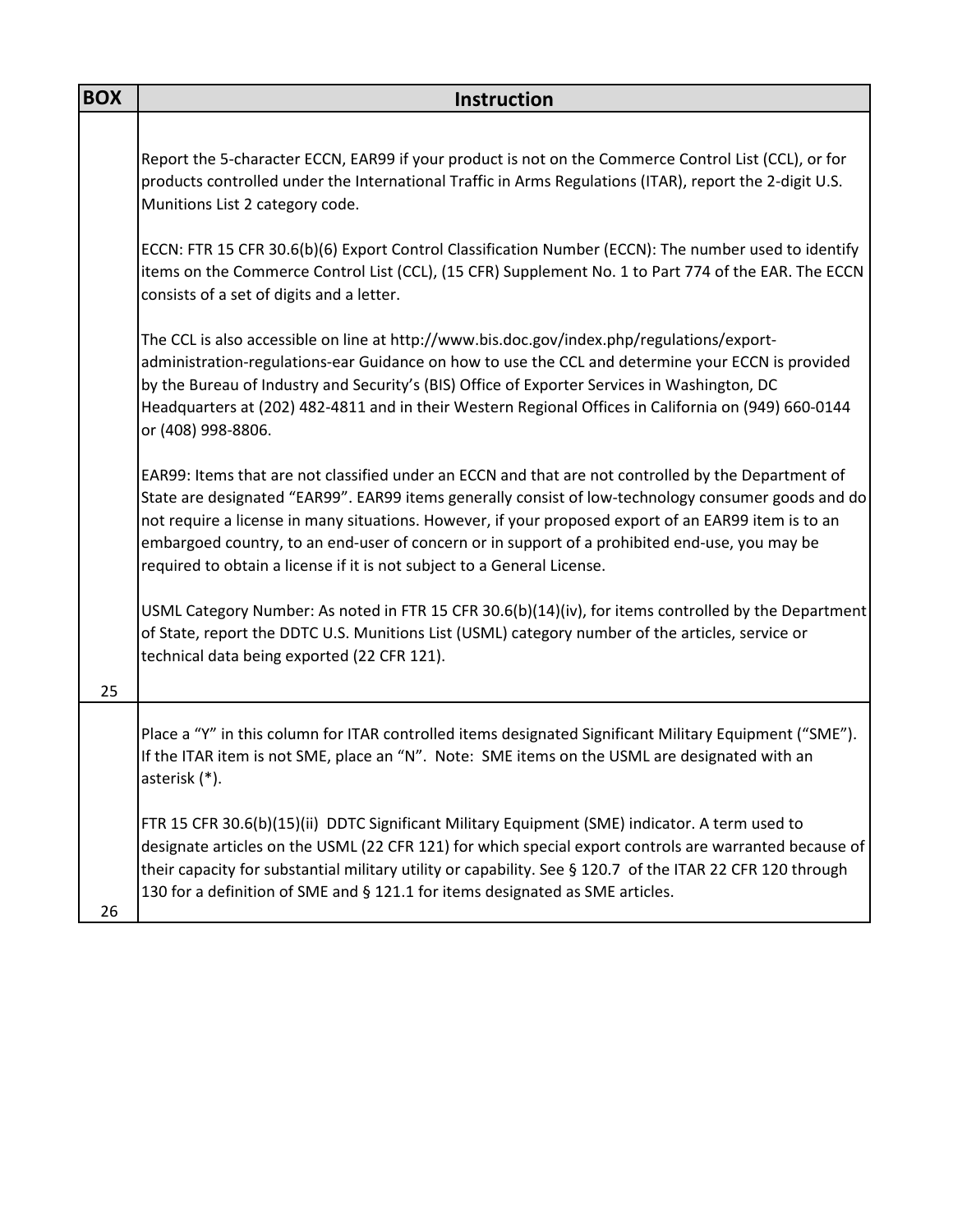| BOX | Instruction |
| --- | --- |
| 25 | Report the 5-character ECCN, EAR99 if your product is not on the Commerce Control List (CCL), or for products controlled under the International Traffic in Arms Regulations (ITAR), report the 2-digit U.S. Munitions List 2 category code.<br><br>ECCN: FTR 15 CFR 30.6(b)(6) Export Control Classification Number (ECCN): The number used to identify items on the Commerce Control List (CCL), (15 CFR) Supplement No. 1 to Part 774 of the EAR. The ECCN consists of a set of digits and a letter.<br><br>The CCL is also accessible on line at http://www.bis.doc.gov/index.php/regulations/export-administration-regulations-ear Guidance on how to use the CCL and determine your ECCN is provided by the Bureau of Industry and Security's (BIS) Office of Exporter Services in Washington, DC Headquarters at (202) 482-4811 and in their Western Regional Offices in California on (949) 660-0144 or (408) 998-8806.<br><br>EAR99: Items that are not classified under an ECCN and that are not controlled by the Department of State are designated "EAR99". EAR99 items generally consist of low-technology consumer goods and do not require a license in many situations. However, if your proposed export of an EAR99 item is to an embargoed country, to an end-user of concern or in support of a prohibited end-use, you may be required to obtain a license if it is not subject to a General License.<br><br>USML Category Number: As noted in FTR 15 CFR 30.6(b)(14)(iv), for items controlled by the Department of State, report the DDTC U.S. Munitions List (USML) category number of the articles, service or technical data being exported (22 CFR 121). |
| 26 | Place a "Y" in this column for ITAR controlled items designated Significant Military Equipment ("SME"). If the ITAR item is not SME, place an "N". Note: SME items on the USML are designated with an asterisk (*).<br><br>FTR 15 CFR 30.6(b)(15)(ii) DDTC Significant Military Equipment (SME) indicator. A term used to designate articles on the USML (22 CFR 121) for which special export controls are warranted because of their capacity for substantial military utility or capability. See § 120.7 of the ITAR 22 CFR 120 through 130 for a definition of SME and § 121.1 for items designated as SME articles. |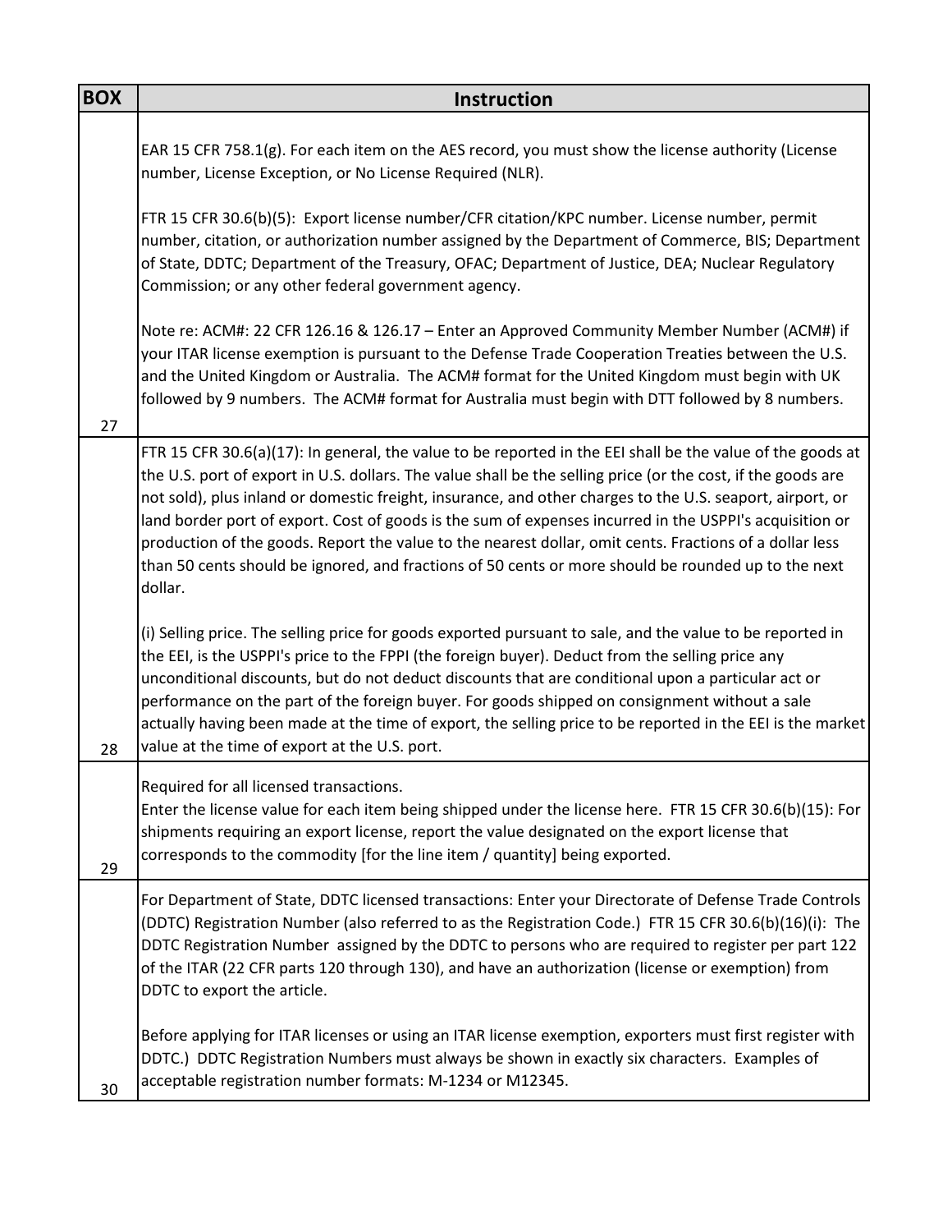| BOX | Instruction |
|---|---|
| 27 | EAR 15 CFR 758.1(g). For each item on the AES record, you must show the license authority (License number, License Exception, or No License Required (NLR).<br><br>FTR 15 CFR 30.6(b)(5): Export license number/CFR citation/KPC number. License number, permit number, citation, or authorization number assigned by the Department of Commerce, BIS; Department of State, DDTC; Department of the Treasury, OFAC; Department of Justice, DEA; Nuclear Regulatory Commission; or any other federal government agency.<br><br>Note re: ACM#: 22 CFR 126.16 & 126.17 – Enter an Approved Community Member Number (ACM#) if your ITAR license exemption is pursuant to the Defense Trade Cooperation Treaties between the U.S. and the United Kingdom or Australia. The ACM# format for the United Kingdom must begin with UK followed by 9 numbers. The ACM# format for Australia must begin with DTT followed by 8 numbers. |
| 28 | FTR 15 CFR 30.6(a)(17): In general, the value to be reported in the EEI shall be the value of the goods at the U.S. port of export in U.S. dollars. The value shall be the selling price (or the cost, if the goods are not sold), plus inland or domestic freight, insurance, and other charges to the U.S. seaport, airport, or land border port of export. Cost of goods is the sum of expenses incurred in the USPPI's acquisition or production of the goods. Report the value to the nearest dollar, omit cents. Fractions of a dollar less than 50 cents should be ignored, and fractions of 50 cents or more should be rounded up to the next dollar.<br><br>(i) Selling price. The selling price for goods exported pursuant to sale, and the value to be reported in the EEI, is the USPPI's price to the FPPI (the foreign buyer). Deduct from the selling price any unconditional discounts, but do not deduct discounts that are conditional upon a particular act or performance on the part of the foreign buyer. For goods shipped on consignment without a sale actually having been made at the time of export, the selling price to be reported in the EEI is the market value at the time of export at the U.S. port. |
| 29 | Required for all licensed transactions.<br>Enter the license value for each item being shipped under the license here. FTR 15 CFR 30.6(b)(15): For shipments requiring an export license, report the value designated on the export license that corresponds to the commodity [for the line item / quantity] being exported. |
| 30 | For Department of State, DDTC licensed transactions: Enter your Directorate of Defense Trade Controls (DDTC) Registration Number (also referred to as the Registration Code.) FTR 15 CFR 30.6(b)(16)(i): The DDTC Registration Number assigned by the DDTC to persons who are required to register per part 122 of the ITAR (22 CFR parts 120 through 130), and have an authorization (license or exemption) from DDTC to export the article.<br><br>Before applying for ITAR licenses or using an ITAR license exemption, exporters must first register with DDTC.) DDTC Registration Numbers must always be shown in exactly six characters. Examples of acceptable registration number formats: M-1234 or M12345. |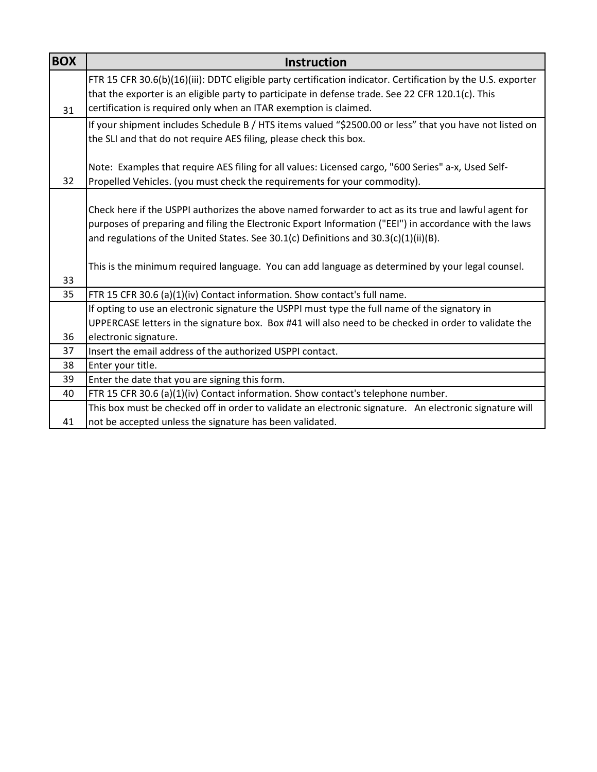| BOX | Instruction |
|---|---|
| 31 | FTR 15 CFR 30.6(b)(16)(iii): DDTC eligible party certification indicator. Certification by the U.S. exporter that the exporter is an eligible party to participate in defense trade. See 22 CFR 120.1(c). This certification is required only when an ITAR exemption is claimed. |
| 32 | If your shipment includes Schedule B / HTS items valued “$2500.00 or less” that you have not listed on the SLI and that do not require AES filing, please check this box.<br><br>Note: Examples that require AES filing for all values: Licensed cargo, "600 Series" a-x, Used Self-Propelled Vehicles. (you must check the requirements for your commodity). |
| 33 | Check here if the USPPI authorizes the above named forwarder to act as its true and lawful agent for purposes of preparing and filing the Electronic Export Information ("EEI") in accordance with the laws and regulations of the United States. See 30.1(c) Definitions and 30.3(c)(1)(ii)(B).<br><br>This is the minimum required language. You can add language as determined by your legal counsel. |
| 35 | FTR 15 CFR 30.6 (a)(1)(iv) Contact information. Show contact's full name. |
| 36 | If opting to use an electronic signature the USPPI must type the full name of the signatory in UPPERCASE letters in the signature box. Box #41 will also need to be checked in order to validate the electronic signature. |
| 37 | Insert the email address of the authorized USPPI contact. |
| 38 | Enter your title. |
| 39 | Enter the date that you are signing this form. |
| 40 | FTR 15 CFR 30.6 (a)(1)(iv) Contact information. Show contact's telephone number. |
| 41 | This box must be checked off in order to validate an electronic signature. An electronic signature will not be accepted unless the signature has been validated. |